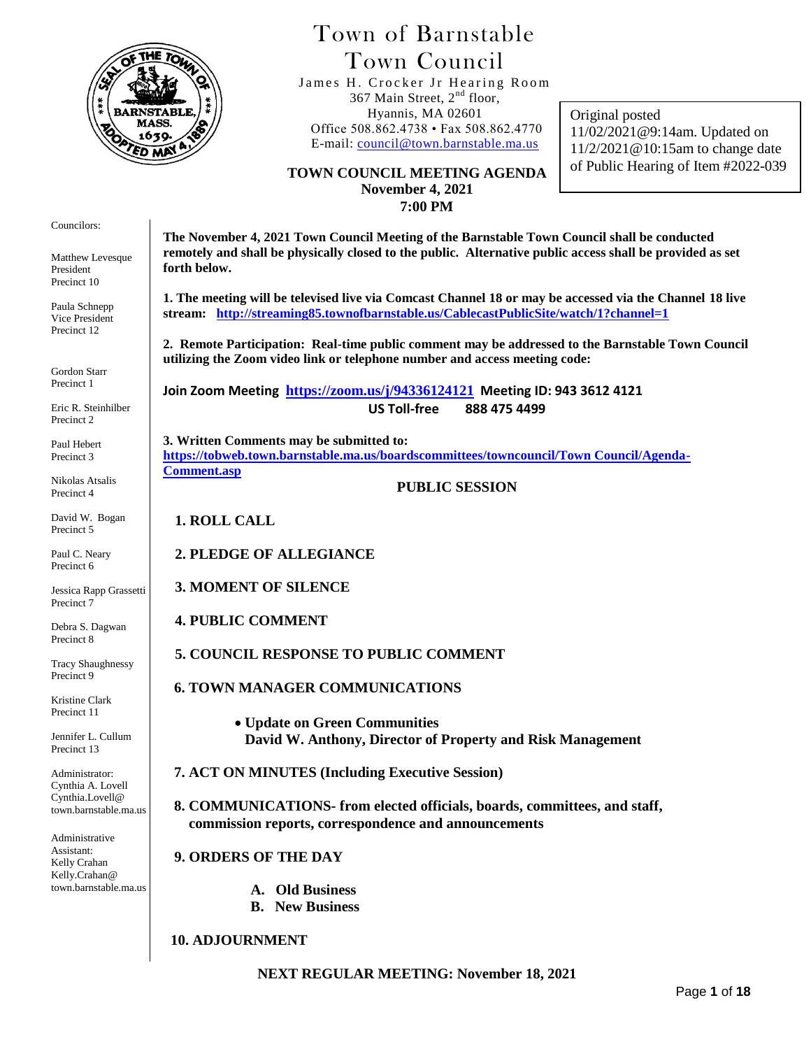# Town of Barnstable
# Town Council

James H. Crocker Jr Hearing Room
367 Main Street, 2nd floor,
Hyannis, MA 02601
Office 508.862.4738 • Fax 508.862.4770
E-mail: council@town.barnstable.ma.us

Original posted 11/02/2021@9:14am. Updated on 11/2/2021@10:15am to change date of Public Hearing of Item #2022-039

**TOWN COUNCIL MEETING AGENDA**
**November 4, 2021**
**7:00 PM**

Councilors:

Matthew Levesque
President
Precinct 10

Paula Schnepp
Vice President
Precinct 12

Gordon Starr
Precinct 1

Eric R. Steinhilber
Precinct 2

Paul Hebert
Precinct 3

Nikolas Atsalis
Precinct 4

David W. Bogan
Precinct 5

Paul C. Neary
Precinct 6

Jessica Rapp Grassetti
Precinct 7

Debra S. Dagwan
Precinct 8

Tracy Shaughnessy
Precinct 9

Kristine Clark
Precinct 11

Jennifer L. Cullum
Precinct 13

Administrator:
Cynthia A. Lovell
Cynthia.Lovell@town.barnstable.ma.us

Administrative Assistant:
Kelly Crahan
Kelly.Crahan@town.barnstable.ma.us

**The November 4, 2021 Town Council Meeting of the Barnstable Town Council shall be conducted remotely and shall be physically closed to the public. Alternative public access shall be provided as set forth below.**

**1. The meeting will be televised live via Comcast Channel 18 or may be accessed via the Channel 18 live stream: http://streaming85.townofbarnstable.us/CablecastPublicSite/watch/1?channel=1**

**2. Remote Participation: Real-time public comment may be addressed to the Barnstable Town Council utilizing the Zoom video link or telephone number and access meeting code:**

**Join Zoom Meeting https://zoom.us/j/94336124121 Meeting ID: 943 3612 4121**
**US Toll-free 888 475 4499**

**3. Written Comments may be submitted to:**
**https://tobweb.town.barnstable.ma.us/boardscommittees/towncouncil/Town Council/Agenda-Comment.asp**

## PUBLIC SESSION

**1. ROLL CALL**

**2. PLEDGE OF ALLEGIANCE**

**3. MOMENT OF SILENCE**

**4. PUBLIC COMMENT**

**5. COUNCIL RESPONSE TO PUBLIC COMMENT**

**6. TOWN MANAGER COMMUNICATIONS**

- **Update on Green Communities**
  **David W. Anthony, Director of Property and Risk Management**

**7. ACT ON MINUTES (Including Executive Session)**

**8. COMMUNICATIONS- from elected officials, boards, committees, and staff, commission reports, correspondence and announcements**

**9. ORDERS OF THE DAY**

**A. Old Business**
**B. New Business**

**10. ADJOURNMENT**

**NEXT REGULAR MEETING: November 18, 2021**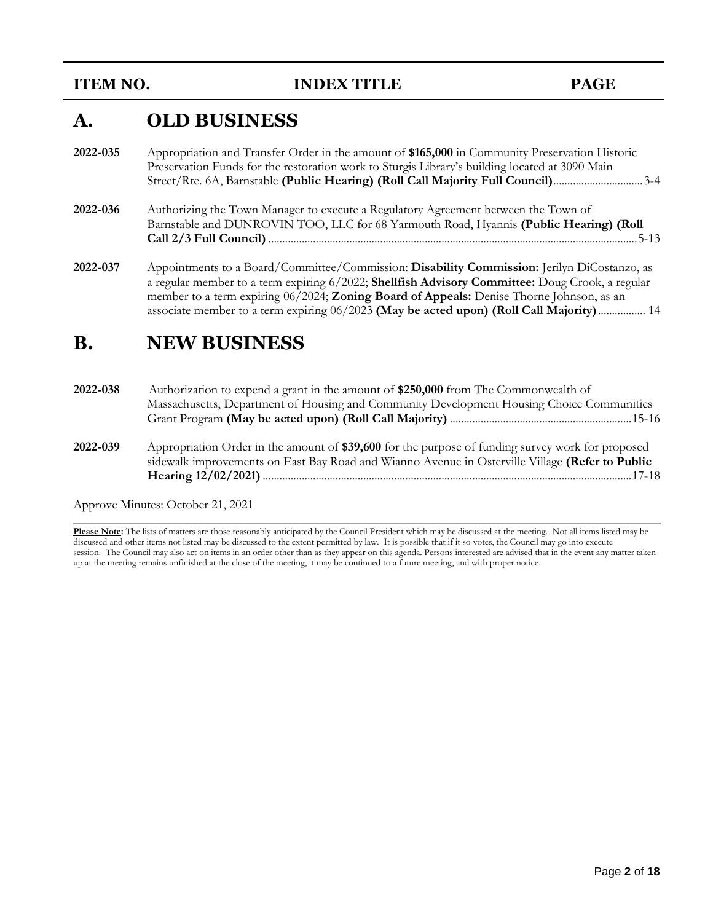| ITEM NO. | INDEX TITLE | PAGE |
|---|---|---|

## A. OLD BUSINESS

**2022-035** Appropriation and Transfer Order in the amount of **$165,000** in Community Preservation Historic Preservation Funds for the restoration work to Sturgis Library's building located at 3090 Main Street/Rte. 6A, Barnstable **(Public Hearing) (Roll Call Majority Full Council)**................................3-4

**2022-036** Authorizing the Town Manager to execute a Regulatory Agreement between the Town of Barnstable and DUNROVIN TOO, LLC for 68 Yarmouth Road, Hyannis **(Public Hearing) (Roll Call 2/3 Full Council)**..................................................................................................................................5-13

**2022-037** Appointments to a Board/Committee/Commission: **Disability Commission:** Jerilyn DiCostanzo, as a regular member to a term expiring 6/2022; **Shellfish Advisory Committee:** Doug Crook, a regular member to a term expiring 06/2024; **Zoning Board of Appeals:** Denise Thorne Johnson, as an associate member to a term expiring 06/2023 **(May be acted upon) (Roll Call Majority)**................. 14

## B. NEW BUSINESS

**2022-038** Authorization to expend a grant in the amount of **$250,000** from The Commonwealth of Massachusetts, Department of Housing and Community Development Housing Choice Communities Grant Program **(May be acted upon) (Roll Call Majority)**................................................................15-16

**2022-039** Appropriation Order in the amount of **$39,600** for the purpose of funding survey work for proposed sidewalk improvements on East Bay Road and Wianno Avenue in Osterville Village **(Refer to Public Hearing 12/02/2021)**..................................................................................................................................17-18

Approve Minutes: October 21, 2021

**Please Note:** The lists of matters are those reasonably anticipated by the Council President which may be discussed at the meeting. Not all items listed may be discussed and other items not listed may be discussed to the extent permitted by law. It is possible that if it so votes, the Council may go into execute session. The Council may also act on items in an order other than as they appear on this agenda. Persons interested are advised that in the event any matter taken up at the meeting remains unfinished at the close of the meeting, it may be continued to a future meeting, and with proper notice.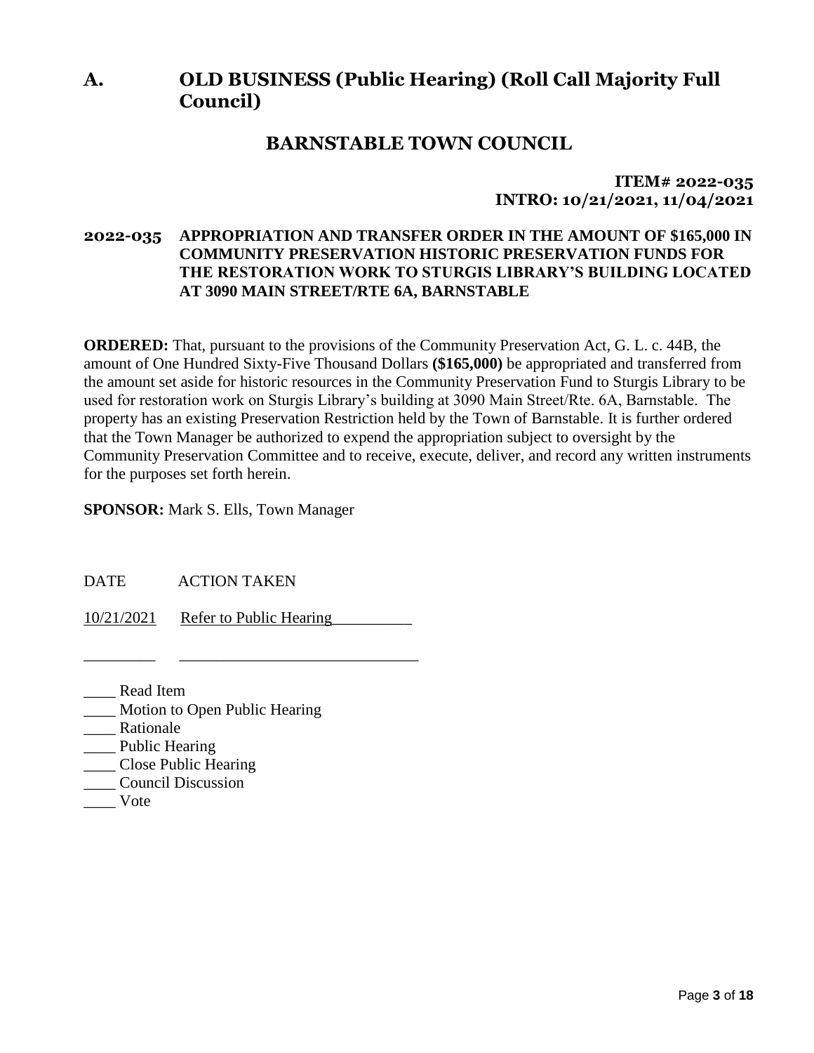# A. OLD BUSINESS (Public Hearing) (Roll Call Majority Full Council)

## BARNSTABLE TOWN COUNCIL

**ITEM# 2022-035**
**INTRO: 10/21/2021, 11/04/2021**

**2022-035 APPROPRIATION AND TRANSFER ORDER IN THE AMOUNT OF $165,000 IN COMMUNITY PRESERVATION HISTORIC PRESERVATION FUNDS FOR THE RESTORATION WORK TO STURGIS LIBRARY'S BUILDING LOCATED AT 3090 MAIN STREET/RTE 6A, BARNSTABLE**

**ORDERED:** That, pursuant to the provisions of the Community Preservation Act, G. L. c. 44B, the amount of One Hundred Sixty-Five Thousand Dollars **($165,000)** be appropriated and transferred from the amount set aside for historic resources in the Community Preservation Fund to Sturgis Library to be used for restoration work on Sturgis Library's building at 3090 Main Street/Rte. 6A, Barnstable. The property has an existing Preservation Restriction held by the Town of Barnstable. It is further ordered that the Town Manager be authorized to expend the appropriation subject to oversight by the Community Preservation Committee and to receive, execute, deliver, and record any written instruments for the purposes set forth herein.

**SPONSOR:** Mark S. Ells, Town Manager

| DATE | ACTION TAKEN |
| --- | --- |
| 10/21/2021 | Refer to Public Hearing |
| _________ | ______________________________ |

____ Read Item
____ Motion to Open Public Hearing
____ Rationale
____ Public Hearing
____ Close Public Hearing
____ Council Discussion
____ Vote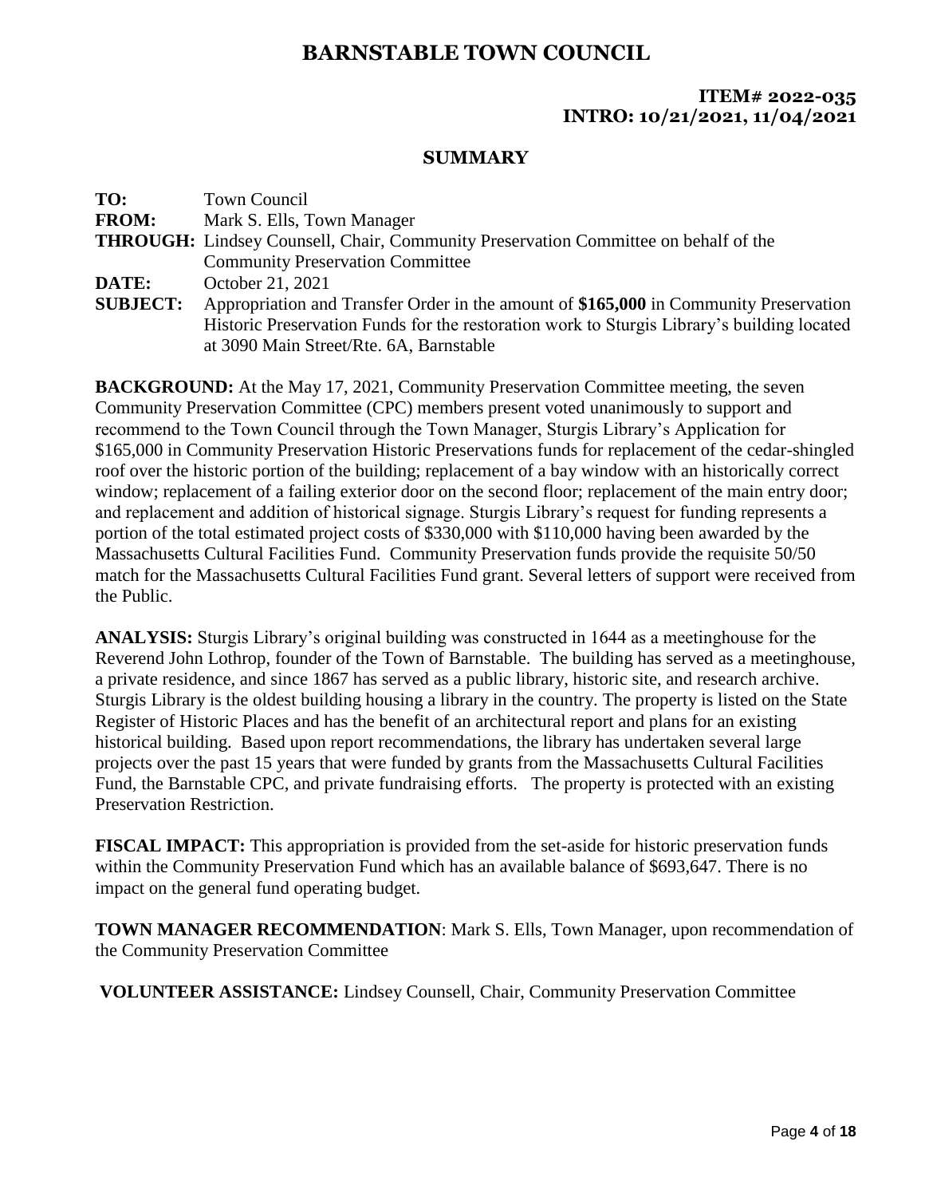# BARNSTABLE TOWN COUNCIL

**ITEM# 2022-035**
**INTRO: 10/21/2021, 11/04/2021**

## SUMMARY

**TO:** Town Council
**FROM:** Mark S. Ells, Town Manager
**THROUGH:** Lindsey Counsell, Chair, Community Preservation Committee on behalf of the Community Preservation Committee
**DATE:** October 21, 2021
**SUBJECT:** Appropriation and Transfer Order in the amount of **$165,000** in Community Preservation Historic Preservation Funds for the restoration work to Sturgis Library's building located at 3090 Main Street/Rte. 6A, Barnstable

**BACKGROUND:** At the May 17, 2021, Community Preservation Committee meeting, the seven Community Preservation Committee (CPC) members present voted unanimously to support and recommend to the Town Council through the Town Manager, Sturgis Library's Application for $165,000 in Community Preservation Historic Preservations funds for replacement of the cedar-shingled roof over the historic portion of the building; replacement of a bay window with an historically correct window; replacement of a failing exterior door on the second floor; replacement of the main entry door; and replacement and addition of historical signage. Sturgis Library's request for funding represents a portion of the total estimated project costs of $330,000 with $110,000 having been awarded by the Massachusetts Cultural Facilities Fund. Community Preservation funds provide the requisite 50/50 match for the Massachusetts Cultural Facilities Fund grant. Several letters of support were received from the Public.

**ANALYSIS:** Sturgis Library's original building was constructed in 1644 as a meetinghouse for the Reverend John Lothrop, founder of the Town of Barnstable. The building has served as a meetinghouse, a private residence, and since 1867 has served as a public library, historic site, and research archive. Sturgis Library is the oldest building housing a library in the country. The property is listed on the State Register of Historic Places and has the benefit of an architectural report and plans for an existing historical building. Based upon report recommendations, the library has undertaken several large projects over the past 15 years that were funded by grants from the Massachusetts Cultural Facilities Fund, the Barnstable CPC, and private fundraising efforts. The property is protected with an existing Preservation Restriction.

**FISCAL IMPACT:** This appropriation is provided from the set-aside for historic preservation funds within the Community Preservation Fund which has an available balance of $693,647. There is no impact on the general fund operating budget.

**TOWN MANAGER RECOMMENDATION**: Mark S. Ells, Town Manager, upon recommendation of the Community Preservation Committee

**VOLUNTEER ASSISTANCE:** Lindsey Counsell, Chair, Community Preservation Committee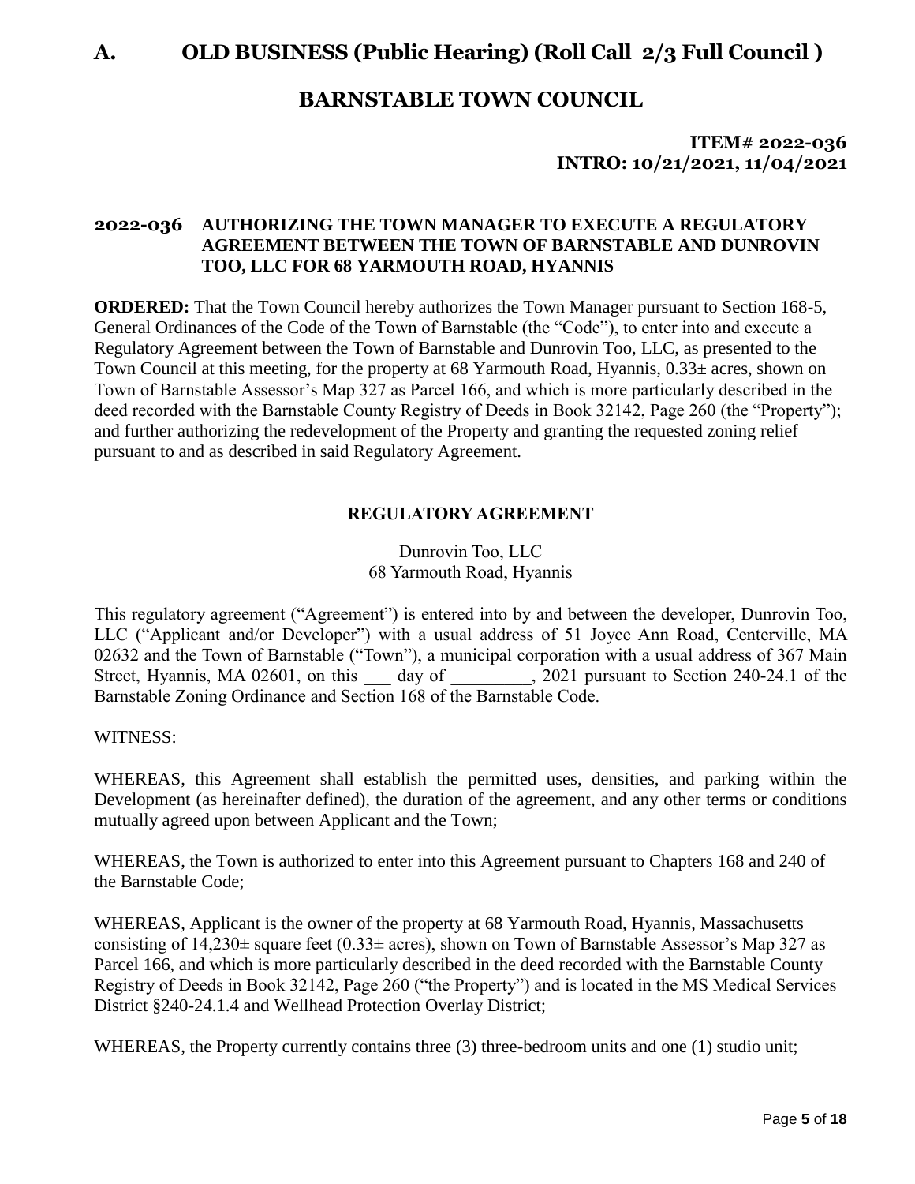# A. OLD BUSINESS (Public Hearing) (Roll Call 2/3 Full Council )

## BARNSTABLE TOWN COUNCIL

**ITEM# 2022-036**
**INTRO: 10/21/2021, 11/04/2021**

### 2022-036 AUTHORIZING THE TOWN MANAGER TO EXECUTE A REGULATORY AGREEMENT BETWEEN THE TOWN OF BARNSTABLE AND DUNROVIN TOO, LLC FOR 68 YARMOUTH ROAD, HYANNIS

**ORDERED:** That the Town Council hereby authorizes the Town Manager pursuant to Section 168-5, General Ordinances of the Code of the Town of Barnstable (the "Code"), to enter into and execute a Regulatory Agreement between the Town of Barnstable and Dunrovin Too, LLC, as presented to the Town Council at this meeting, for the property at 68 Yarmouth Road, Hyannis, 0.33± acres, shown on Town of Barnstable Assessor's Map 327 as Parcel 166, and which is more particularly described in the deed recorded with the Barnstable County Registry of Deeds in Book 32142, Page 260 (the "Property"); and further authorizing the redevelopment of the Property and granting the requested zoning relief pursuant to and as described in said Regulatory Agreement.

**REGULATORY AGREEMENT**

Dunrovin Too, LLC
68 Yarmouth Road, Hyannis

This regulatory agreement ("Agreement") is entered into by and between the developer, Dunrovin Too, LLC ("Applicant and/or Developer") with a usual address of 51 Joyce Ann Road, Centerville, MA 02632 and the Town of Barnstable ("Town"), a municipal corporation with a usual address of 367 Main Street, Hyannis, MA 02601, on this ___ day of _________, 2021 pursuant to Section 240-24.1 of the Barnstable Zoning Ordinance and Section 168 of the Barnstable Code.

WITNESS:

WHEREAS, this Agreement shall establish the permitted uses, densities, and parking within the Development (as hereinafter defined), the duration of the agreement, and any other terms or conditions mutually agreed upon between Applicant and the Town;

WHEREAS, the Town is authorized to enter into this Agreement pursuant to Chapters 168 and 240 of the Barnstable Code;

WHEREAS, Applicant is the owner of the property at 68 Yarmouth Road, Hyannis, Massachusetts consisting of 14,230± square feet (0.33± acres), shown on Town of Barnstable Assessor's Map 327 as Parcel 166, and which is more particularly described in the deed recorded with the Barnstable County Registry of Deeds in Book 32142, Page 260 ("the Property") and is located in the MS Medical Services District §240-24.1.4 and Wellhead Protection Overlay District;

WHEREAS, the Property currently contains three (3) three-bedroom units and one (1) studio unit;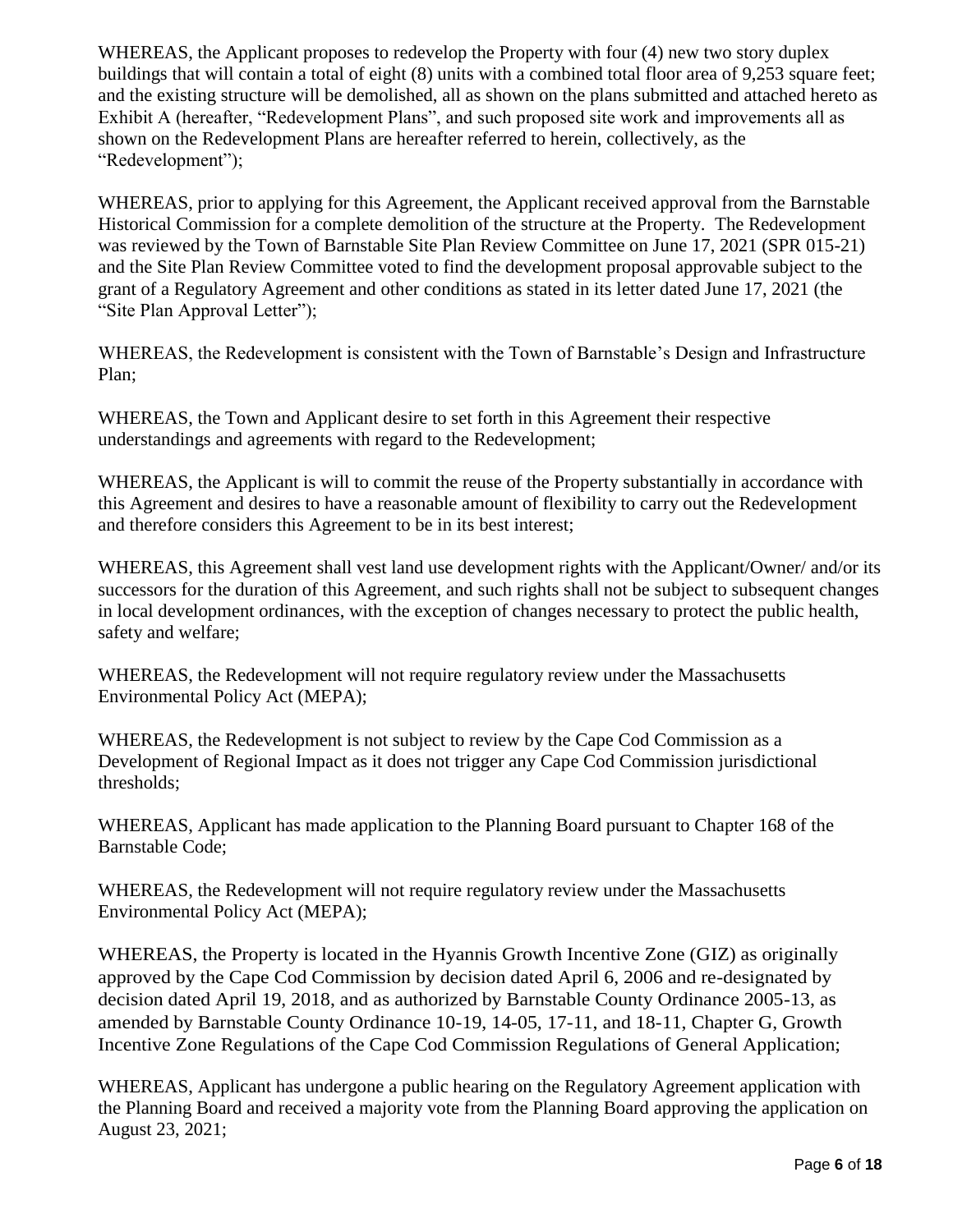WHEREAS, the Applicant proposes to redevelop the Property with four (4) new two story duplex buildings that will contain a total of eight (8) units with a combined total floor area of 9,253 square feet; and the existing structure will be demolished, all as shown on the plans submitted and attached hereto as Exhibit A (hereafter, "Redevelopment Plans", and such proposed site work and improvements all as shown on the Redevelopment Plans are hereafter referred to herein, collectively, as the "Redevelopment");

WHEREAS, prior to applying for this Agreement, the Applicant received approval from the Barnstable Historical Commission for a complete demolition of the structure at the Property. The Redevelopment was reviewed by the Town of Barnstable Site Plan Review Committee on June 17, 2021 (SPR 015-21) and the Site Plan Review Committee voted to find the development proposal approvable subject to the grant of a Regulatory Agreement and other conditions as stated in its letter dated June 17, 2021 (the "Site Plan Approval Letter");

WHEREAS, the Redevelopment is consistent with the Town of Barnstable's Design and Infrastructure Plan;

WHEREAS, the Town and Applicant desire to set forth in this Agreement their respective understandings and agreements with regard to the Redevelopment;

WHEREAS, the Applicant is will to commit the reuse of the Property substantially in accordance with this Agreement and desires to have a reasonable amount of flexibility to carry out the Redevelopment and therefore considers this Agreement to be in its best interest;

WHEREAS, this Agreement shall vest land use development rights with the Applicant/Owner/ and/or its successors for the duration of this Agreement, and such rights shall not be subject to subsequent changes in local development ordinances, with the exception of changes necessary to protect the public health, safety and welfare;

WHEREAS, the Redevelopment will not require regulatory review under the Massachusetts Environmental Policy Act (MEPA);

WHEREAS, the Redevelopment is not subject to review by the Cape Cod Commission as a Development of Regional Impact as it does not trigger any Cape Cod Commission jurisdictional thresholds;

WHEREAS, Applicant has made application to the Planning Board pursuant to Chapter 168 of the Barnstable Code;

WHEREAS, the Redevelopment will not require regulatory review under the Massachusetts Environmental Policy Act (MEPA);

WHEREAS, the Property is located in the Hyannis Growth Incentive Zone (GIZ) as originally approved by the Cape Cod Commission by decision dated April 6, 2006 and re-designated by decision dated April 19, 2018, and as authorized by Barnstable County Ordinance 2005-13, as amended by Barnstable County Ordinance 10-19, 14-05, 17-11, and 18-11, Chapter G, Growth Incentive Zone Regulations of the Cape Cod Commission Regulations of General Application;

WHEREAS, Applicant has undergone a public hearing on the Regulatory Agreement application with the Planning Board and received a majority vote from the Planning Board approving the application on August 23, 2021;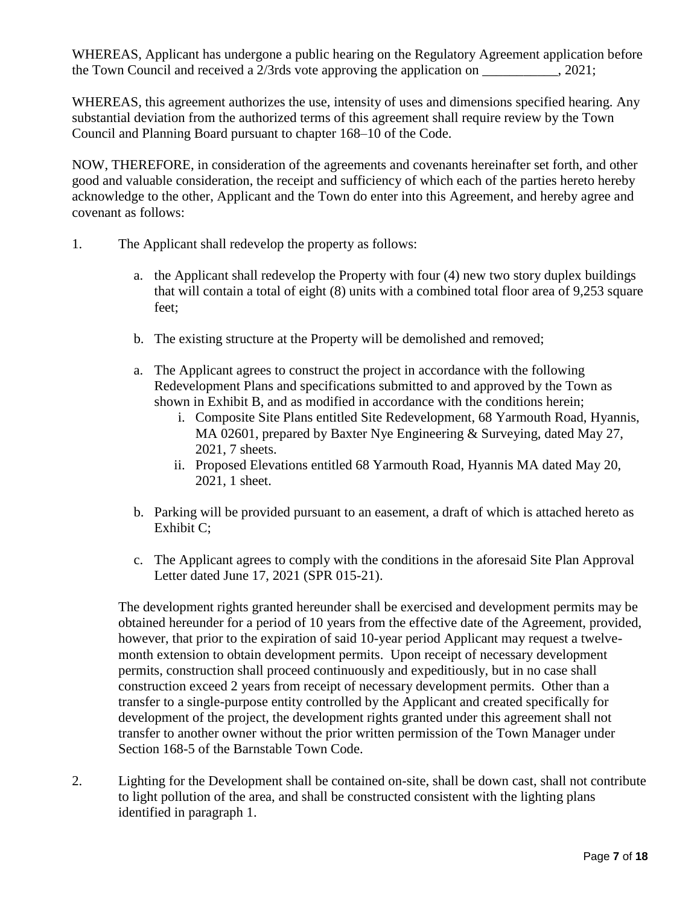WHEREAS, Applicant has undergone a public hearing on the Regulatory Agreement application before the Town Council and received a 2/3rds vote approving the application on ___________, 2021;

WHEREAS, this agreement authorizes the use, intensity of uses and dimensions specified hearing. Any substantial deviation from the authorized terms of this agreement shall require review by the Town Council and Planning Board pursuant to chapter 168–10 of the Code.

NOW, THEREFORE, in consideration of the agreements and covenants hereinafter set forth, and other good and valuable consideration, the receipt and sufficiency of which each of the parties hereto hereby acknowledge to the other, Applicant and the Town do enter into this Agreement, and hereby agree and covenant as follows:

1. The Applicant shall redevelop the property as follows:

   a. the Applicant shall redevelop the Property with four (4) new two story duplex buildings that will contain a total of eight (8) units with a combined total floor area of 9,253 square feet;

   b. The existing structure at the Property will be demolished and removed;

   a. The Applicant agrees to construct the project in accordance with the following Redevelopment Plans and specifications submitted to and approved by the Town as shown in Exhibit B, and as modified in accordance with the conditions herein;
      i. Composite Site Plans entitled Site Redevelopment, 68 Yarmouth Road, Hyannis, MA 02601, prepared by Baxter Nye Engineering & Surveying, dated May 27, 2021, 7 sheets.
      ii. Proposed Elevations entitled 68 Yarmouth Road, Hyannis MA dated May 20, 2021, 1 sheet.

   b. Parking will be provided pursuant to an easement, a draft of which is attached hereto as Exhibit C;

   c. The Applicant agrees to comply with the conditions in the aforesaid Site Plan Approval Letter dated June 17, 2021 (SPR 015-21).

   The development rights granted hereunder shall be exercised and development permits may be obtained hereunder for a period of 10 years from the effective date of the Agreement, provided, however, that prior to the expiration of said 10-year period Applicant may request a twelve-month extension to obtain development permits. Upon receipt of necessary development permits, construction shall proceed continuously and expeditiously, but in no case shall construction exceed 2 years from receipt of necessary development permits. Other than a transfer to a single-purpose entity controlled by the Applicant and created specifically for development of the project, the development rights granted under this agreement shall not transfer to another owner without the prior written permission of the Town Manager under Section 168-5 of the Barnstable Town Code.

2. Lighting for the Development shall be contained on-site, shall be down cast, shall not contribute to light pollution of the area, and shall be constructed consistent with the lighting plans identified in paragraph 1.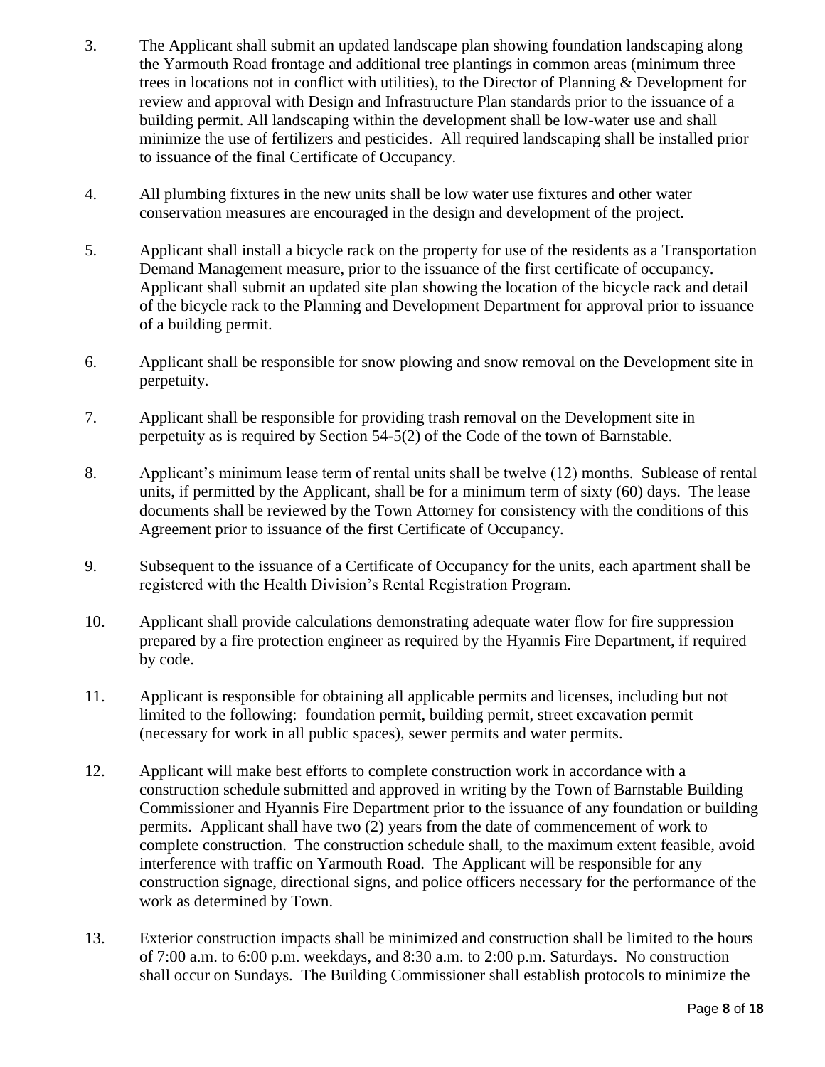3. The Applicant shall submit an updated landscape plan showing foundation landscaping along the Yarmouth Road frontage and additional tree plantings in common areas (minimum three trees in locations not in conflict with utilities), to the Director of Planning & Development for review and approval with Design and Infrastructure Plan standards prior to the issuance of a building permit. All landscaping within the development shall be low-water use and shall minimize the use of fertilizers and pesticides. All required landscaping shall be installed prior to issuance of the final Certificate of Occupancy.

4. All plumbing fixtures in the new units shall be low water use fixtures and other water conservation measures are encouraged in the design and development of the project.

5. Applicant shall install a bicycle rack on the property for use of the residents as a Transportation Demand Management measure, prior to the issuance of the first certificate of occupancy. Applicant shall submit an updated site plan showing the location of the bicycle rack and detail of the bicycle rack to the Planning and Development Department for approval prior to issuance of a building permit.

6. Applicant shall be responsible for snow plowing and snow removal on the Development site in perpetuity.

7. Applicant shall be responsible for providing trash removal on the Development site in perpetuity as is required by Section 54-5(2) of the Code of the town of Barnstable.

8. Applicant's minimum lease term of rental units shall be twelve (12) months. Sublease of rental units, if permitted by the Applicant, shall be for a minimum term of sixty (60) days. The lease documents shall be reviewed by the Town Attorney for consistency with the conditions of this Agreement prior to issuance of the first Certificate of Occupancy.

9. Subsequent to the issuance of a Certificate of Occupancy for the units, each apartment shall be registered with the Health Division's Rental Registration Program.

10. Applicant shall provide calculations demonstrating adequate water flow for fire suppression prepared by a fire protection engineer as required by the Hyannis Fire Department, if required by code.

11. Applicant is responsible for obtaining all applicable permits and licenses, including but not limited to the following: foundation permit, building permit, street excavation permit (necessary for work in all public spaces), sewer permits and water permits.

12. Applicant will make best efforts to complete construction work in accordance with a construction schedule submitted and approved in writing by the Town of Barnstable Building Commissioner and Hyannis Fire Department prior to the issuance of any foundation or building permits. Applicant shall have two (2) years from the date of commencement of work to complete construction. The construction schedule shall, to the maximum extent feasible, avoid interference with traffic on Yarmouth Road. The Applicant will be responsible for any construction signage, directional signs, and police officers necessary for the performance of the work as determined by Town.

13. Exterior construction impacts shall be minimized and construction shall be limited to the hours of 7:00 a.m. to 6:00 p.m. weekdays, and 8:30 a.m. to 2:00 p.m. Saturdays. No construction shall occur on Sundays. The Building Commissioner shall establish protocols to minimize the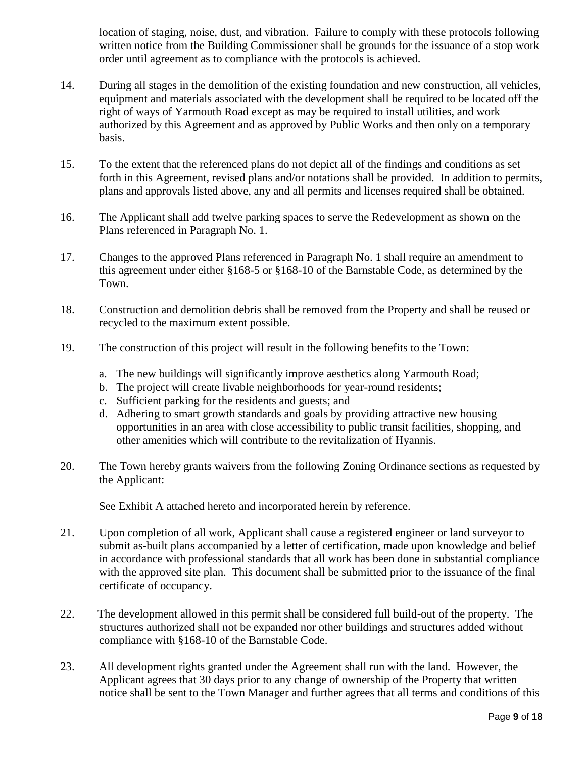location of staging, noise, dust, and vibration. Failure to comply with these protocols following written notice from the Building Commissioner shall be grounds for the issuance of a stop work order until agreement as to compliance with the protocols is achieved.

14. During all stages in the demolition of the existing foundation and new construction, all vehicles, equipment and materials associated with the development shall be required to be located off the right of ways of Yarmouth Road except as may be required to install utilities, and work authorized by this Agreement and as approved by Public Works and then only on a temporary basis.

15. To the extent that the referenced plans do not depict all of the findings and conditions as set forth in this Agreement, revised plans and/or notations shall be provided. In addition to permits, plans and approvals listed above, any and all permits and licenses required shall be obtained.

16. The Applicant shall add twelve parking spaces to serve the Redevelopment as shown on the Plans referenced in Paragraph No. 1.

17. Changes to the approved Plans referenced in Paragraph No. 1 shall require an amendment to this agreement under either §168-5 or §168-10 of the Barnstable Code, as determined by the Town.

18. Construction and demolition debris shall be removed from the Property and shall be reused or recycled to the maximum extent possible.

19. The construction of this project will result in the following benefits to the Town:

    a. The new buildings will significantly improve aesthetics along Yarmouth Road;
    b. The project will create livable neighborhoods for year-round residents;
    c. Sufficient parking for the residents and guests; and
    d. Adhering to smart growth standards and goals by providing attractive new housing opportunities in an area with close accessibility to public transit facilities, shopping, and other amenities which will contribute to the revitalization of Hyannis.

20. The Town hereby grants waivers from the following Zoning Ordinance sections as requested by the Applicant:

    See Exhibit A attached hereto and incorporated herein by reference.

21. Upon completion of all work, Applicant shall cause a registered engineer or land surveyor to submit as-built plans accompanied by a letter of certification, made upon knowledge and belief in accordance with professional standards that all work has been done in substantial compliance with the approved site plan. This document shall be submitted prior to the issuance of the final certificate of occupancy.

22. The development allowed in this permit shall be considered full build-out of the property. The structures authorized shall not be expanded nor other buildings and structures added without compliance with §168-10 of the Barnstable Code.

23. All development rights granted under the Agreement shall run with the land. However, the Applicant agrees that 30 days prior to any change of ownership of the Property that written notice shall be sent to the Town Manager and further agrees that all terms and conditions of this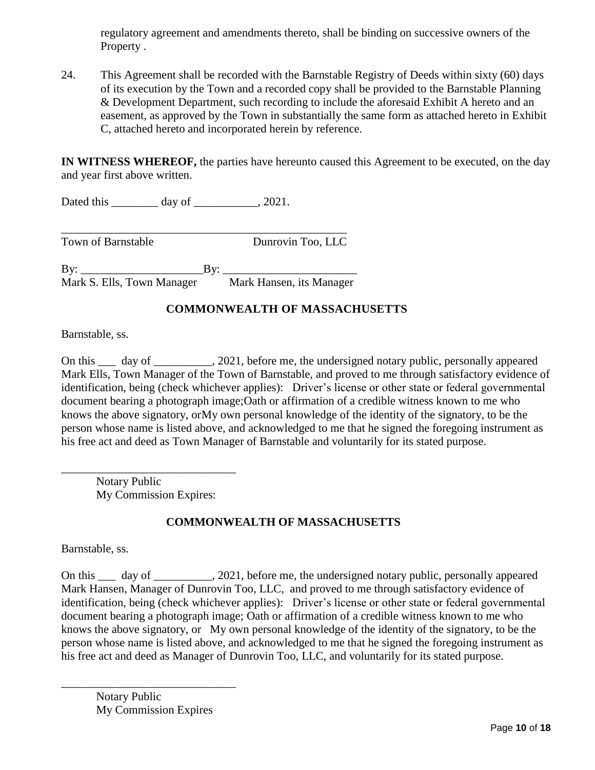regulatory agreement and amendments thereto, shall be binding on successive owners of the Property .

24. This Agreement shall be recorded with the Barnstable Registry of Deeds within sixty (60) days of its execution by the Town and a recorded copy shall be provided to the Barnstable Planning & Development Department, such recording to include the aforesaid Exhibit A hereto and an easement, as approved by the Town in substantially the same form as attached hereto in Exhibit C, attached hereto and incorporated herein by reference.

**IN WITNESS WHEREOF,** the parties have hereunto caused this Agreement to be executed, on the day and year first above written.

Dated this ________ day of ___________, 2021.

_____________________________________________________

Town of Barnstable Dunrovin Too, LLC

By: _____________________By: _______________________

Mark S. Ells, Town Manager Mark Hansen, its Manager

**COMMONWEALTH OF MASSACHUSETTS**

Barnstable, ss.

On this ___ day of __________, 2021, before me, the undersigned notary public, personally appeared Mark Ells, Town Manager of the Town of Barnstable, and proved to me through satisfactory evidence of identification, being (check whichever applies): Driver's license or other state or federal governmental document bearing a photograph image;Oath or affirmation of a credible witness known to me who knows the above signatory, orMy own personal knowledge of the identity of the signatory, to be the person whose name is listed above, and acknowledged to me that he signed the foregoing instrument as his free act and deed as Town Manager of Barnstable and voluntarily for its stated purpose.

______________________________

Notary Public
My Commission Expires:

**COMMONWEALTH OF MASSACHUSETTS**

Barnstable, ss.

On this ___ day of __________, 2021, before me, the undersigned notary public, personally appeared Mark Hansen, Manager of Dunrovin Too, LLC, and proved to me through satisfactory evidence of identification, being (check whichever applies): Driver's license or other state or federal governmental document bearing a photograph image; Oath or affirmation of a credible witness known to me who knows the above signatory, or My own personal knowledge of the identity of the signatory, to be the person whose name is listed above, and acknowledged to me that he signed the foregoing instrument as his free act and deed as Manager of Dunrovin Too, LLC, and voluntarily for its stated purpose.

______________________________

Notary Public
My Commission Expires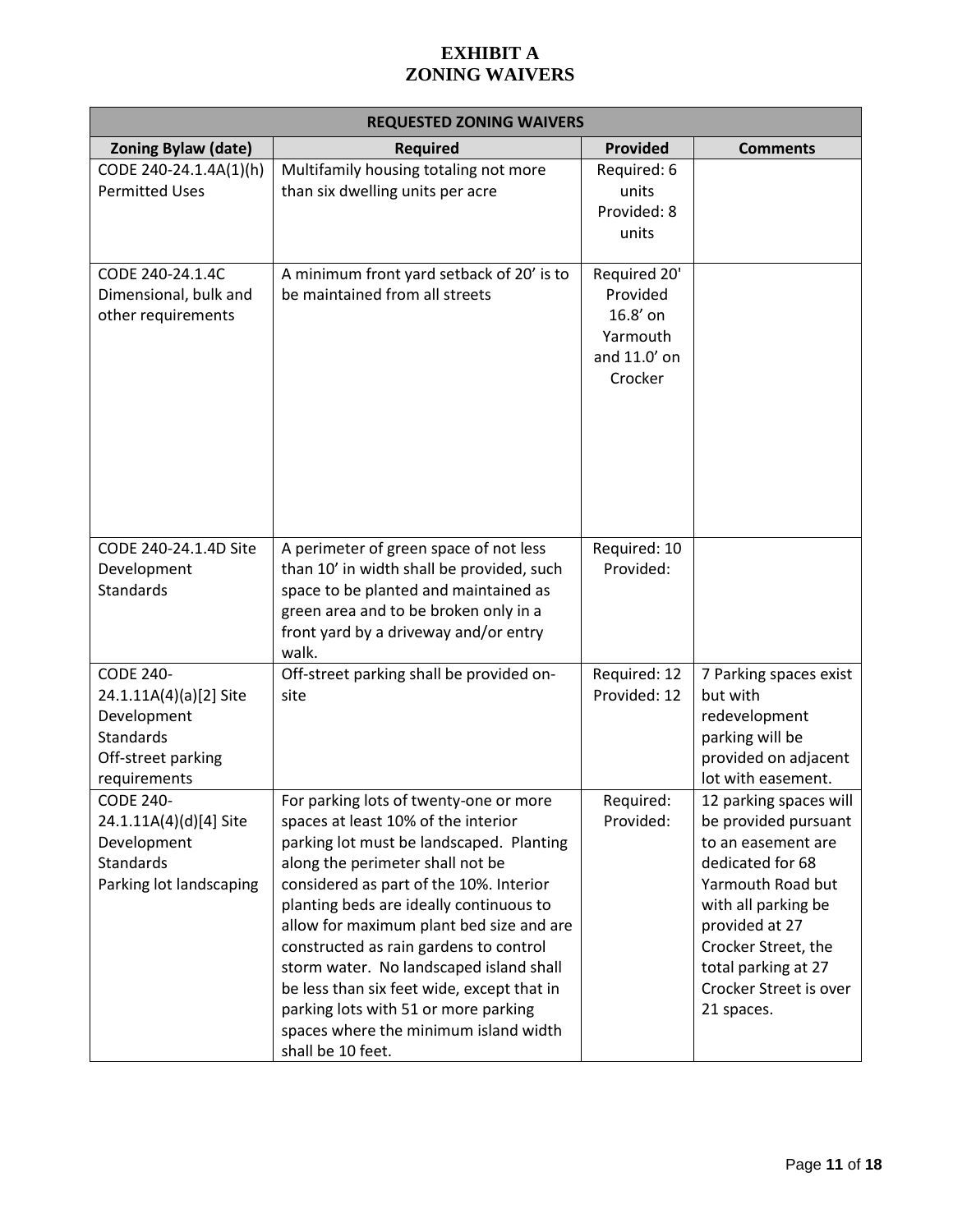# EXHIBIT A
# ZONING WAIVERS

| REQUESTED ZONING WAIVERS | | | |
|---|---|---|---|
| **Zoning Bylaw (date)** | **Required** | **Provided** | **Comments** |
| CODE 240-24.1.4A(1)(h) Permitted Uses | Multifamily housing totaling not more than six dwelling units per acre | Required: 6 units Provided: 8 units | |
| CODE 240-24.1.4C Dimensional, bulk and other requirements | A minimum front yard setback of 20' is to be maintained from all streets | Required 20' Provided 16.8' on Yarmouth and 11.0' on Crocker | |
| CODE 240-24.1.4D Site Development Standards | A perimeter of green space of not less than 10' in width shall be provided, such space to be planted and maintained as green area and to be broken only in a front yard by a driveway and/or entry walk. | Required: 10 Provided: | |
| CODE 240-24.1.11A(4)(a)[2] Site Development Standards Off-street parking requirements | Off-street parking shall be provided on-site | Required: 12 Provided: 12 | 7 Parking spaces exist but with redevelopment parking will be provided on adjacent lot with easement. |
| CODE 240-24.1.11A(4)(d)[4] Site Development Standards Parking lot landscaping | For parking lots of twenty-one or more spaces at least 10% of the interior parking lot must be landscaped. Planting along the perimeter shall not be considered as part of the 10%. Interior planting beds are ideally continuous to allow for maximum plant bed size and are constructed as rain gardens to control storm water. No landscaped island shall be less than six feet wide, except that in parking lots with 51 or more parking spaces where the minimum island width shall be 10 feet. | Required: Provided: | 12 parking spaces will be provided pursuant to an easement are dedicated for 68 Yarmouth Road but with all parking be provided at 27 Crocker Street, the total parking at 27 Crocker Street is over 21 spaces. |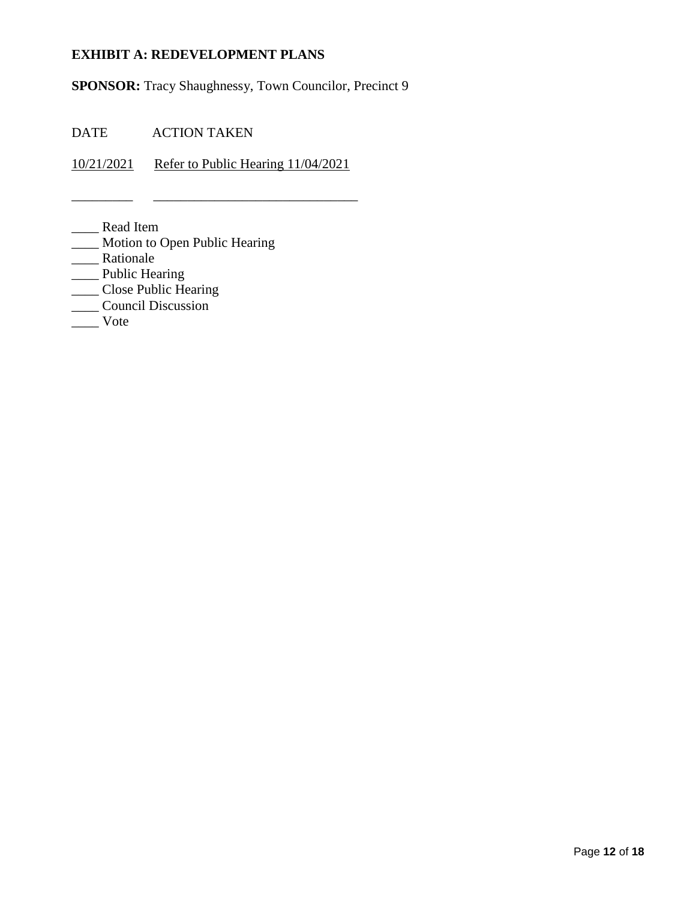**EXHIBIT A: REDEVELOPMENT PLANS**

**SPONSOR:** Tracy Shaughnessy, Town Councilor, Precinct 9

| DATE | ACTION TAKEN |
|---|---|
| 10/21/2021 | Refer to Public Hearing 11/04/2021 |
| _________ | ______________________________ |

____ Read Item
____ Motion to Open Public Hearing
____ Rationale
____ Public Hearing
____ Close Public Hearing
____ Council Discussion
____ Vote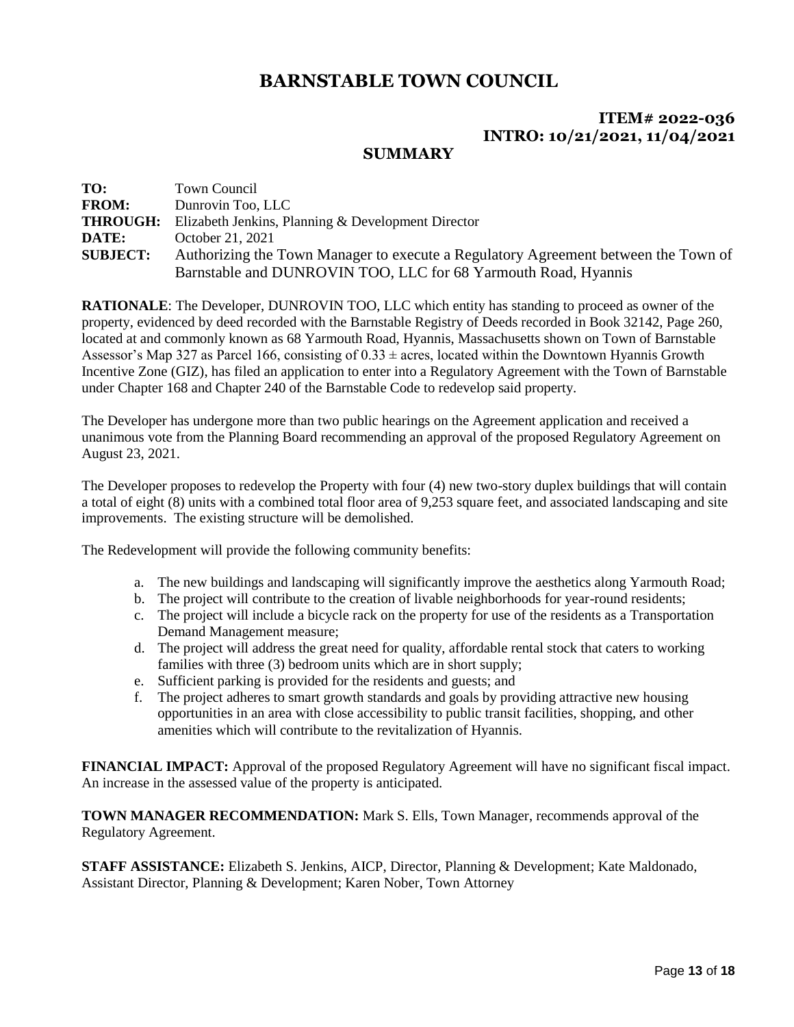# BARNSTABLE TOWN COUNCIL

## ITEM# 2022-036
## INTRO: 10/21/2021, 11/04/2021

## SUMMARY

**TO:** Town Council
**FROM:** Dunrovin Too, LLC
**THROUGH:** Elizabeth Jenkins, Planning & Development Director
**DATE:** October 21, 2021
**SUBJECT:** Authorizing the Town Manager to execute a Regulatory Agreement between the Town of Barnstable and DUNROVIN TOO, LLC for 68 Yarmouth Road, Hyannis

**RATIONALE**: The Developer, DUNROVIN TOO, LLC which entity has standing to proceed as owner of the property, evidenced by deed recorded with the Barnstable Registry of Deeds recorded in Book 32142, Page 260, located at and commonly known as 68 Yarmouth Road, Hyannis, Massachusetts shown on Town of Barnstable Assessor's Map 327 as Parcel 166, consisting of 0.33 ± acres, located within the Downtown Hyannis Growth Incentive Zone (GIZ), has filed an application to enter into a Regulatory Agreement with the Town of Barnstable under Chapter 168 and Chapter 240 of the Barnstable Code to redevelop said property.

The Developer has undergone more than two public hearings on the Agreement application and received a unanimous vote from the Planning Board recommending an approval of the proposed Regulatory Agreement on August 23, 2021.

The Developer proposes to redevelop the Property with four (4) new two-story duplex buildings that will contain a total of eight (8) units with a combined total floor area of 9,253 square feet, and associated landscaping and site improvements. The existing structure will be demolished.

The Redevelopment will provide the following community benefits:

a. The new buildings and landscaping will significantly improve the aesthetics along Yarmouth Road;
b. The project will contribute to the creation of livable neighborhoods for year-round residents;
c. The project will include a bicycle rack on the property for use of the residents as a Transportation Demand Management measure;
d. The project will address the great need for quality, affordable rental stock that caters to working families with three (3) bedroom units which are in short supply;
e. Sufficient parking is provided for the residents and guests; and
f. The project adheres to smart growth standards and goals by providing attractive new housing opportunities in an area with close accessibility to public transit facilities, shopping, and other amenities which will contribute to the revitalization of Hyannis.

**FINANCIAL IMPACT:** Approval of the proposed Regulatory Agreement will have no significant fiscal impact. An increase in the assessed value of the property is anticipated.

**TOWN MANAGER RECOMMENDATION:** Mark S. Ells, Town Manager, recommends approval of the Regulatory Agreement.

**STAFF ASSISTANCE:** Elizabeth S. Jenkins, AICP, Director, Planning & Development; Kate Maldonado, Assistant Director, Planning & Development; Karen Nober, Town Attorney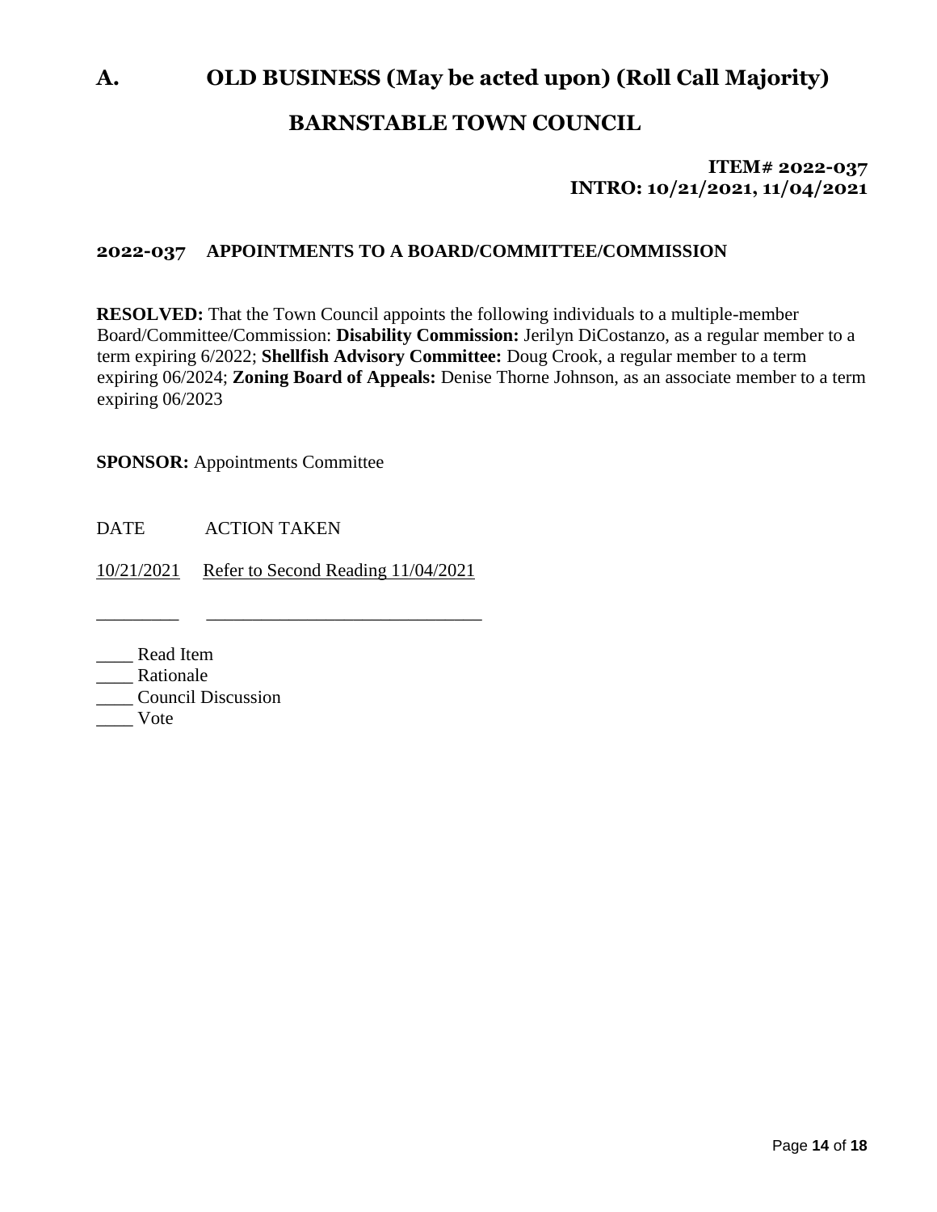# A. OLD BUSINESS (May be acted upon) (Roll Call Majority)

## BARNSTABLE TOWN COUNCIL

**ITEM# 2022-037**
**INTRO: 10/21/2021, 11/04/2021**

### 2022-037 APPOINTMENTS TO A BOARD/COMMITTEE/COMMISSION

**RESOLVED:** That the Town Council appoints the following individuals to a multiple-member Board/Committee/Commission: **Disability Commission:** Jerilyn DiCostanzo, as a regular member to a term expiring 6/2022; **Shellfish Advisory Committee:** Doug Crook, a regular member to a term expiring 06/2024; **Zoning Board of Appeals:** Denise Thorne Johnson, as an associate member to a term expiring 06/2023

**SPONSOR:** Appointments Committee

DATE ACTION TAKEN

10/21/2021 Refer to Second Reading 11/04/2021

_________ ____________________________

____ Read Item
____ Rationale
____ Council Discussion
____ Vote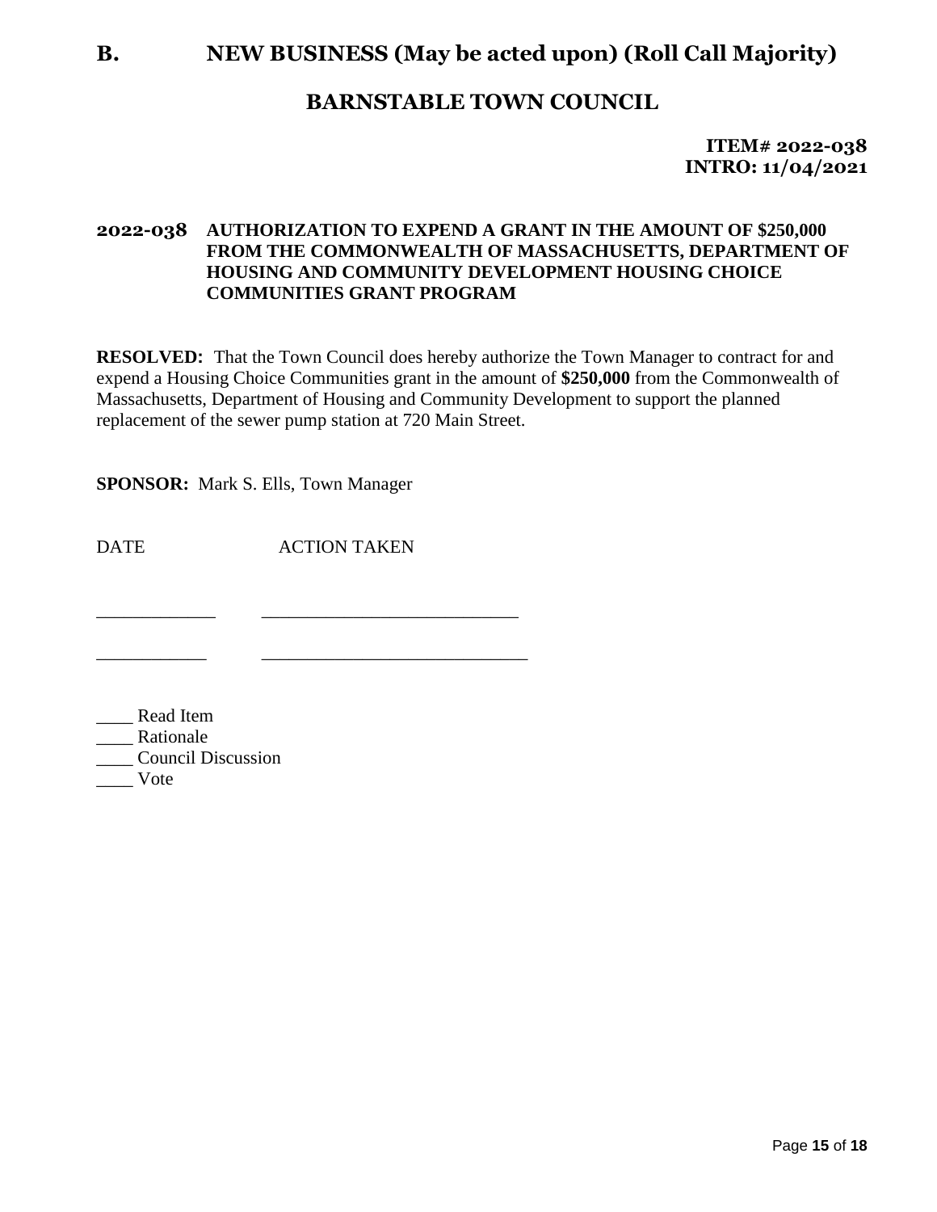## B. NEW BUSINESS (May be acted upon) (Roll Call Majority)

## BARNSTABLE TOWN COUNCIL

**ITEM# 2022-038**
**INTRO: 11/04/2021**

**2022-038 AUTHORIZATION TO EXPEND A GRANT IN THE AMOUNT OF $250,000 FROM THE COMMONWEALTH OF MASSACHUSETTS, DEPARTMENT OF HOUSING AND COMMUNITY DEVELOPMENT HOUSING CHOICE COMMUNITIES GRANT PROGRAM**

**RESOLVED:** That the Town Council does hereby authorize the Town Manager to contract for and expend a Housing Choice Communities grant in the amount of **$250,000** from the Commonwealth of Massachusetts, Department of Housing and Community Development to support the planned replacement of the sewer pump station at 720 Main Street.

**SPONSOR:** Mark S. Ells, Town Manager

DATE ACTION TANKEN

_____________ ___________________________

____________ ____________________________

____ Read Item
____ Rationale
____ Council Discussion
____ Vote

## B. NEW BUSINESS (May be acted upon) (Roll Call Majority)

## BARNSTABLE TOWN COUNCIL

**ITEM# 2022-038**
**INTRO: 11/04/2021**

**2022-038 AUTHORIZATION TO EXPEND A GRANT IN THE AMOUNT OF $250,000 FROM THE COMMONWEALTH OF MASSACHUSETTS, DEPARTMENT OF HOUSING AND COMMUNITY DEVELOPMENT HOUSING CHOICE COMMUNITIES GRANT PROGRAM**

**RESOLVED:** That the Town Council does hereby authorize the Town Manager to contract for and expend a Housing Choice Communities grant in the amount of **$250,000** from the Commonwealth of Massachusetts, Department of Housing and Community Development to support the planned replacement of the sewer pump station at 720 Main Street.

**SPONSOR:** Mark S. Ells, Town Manager

DATE ACTION TAKEN

_____________ ___________________________

____________ ____________________________

____ Read Item
____ Rationale
____ Council Discussion
____ Vote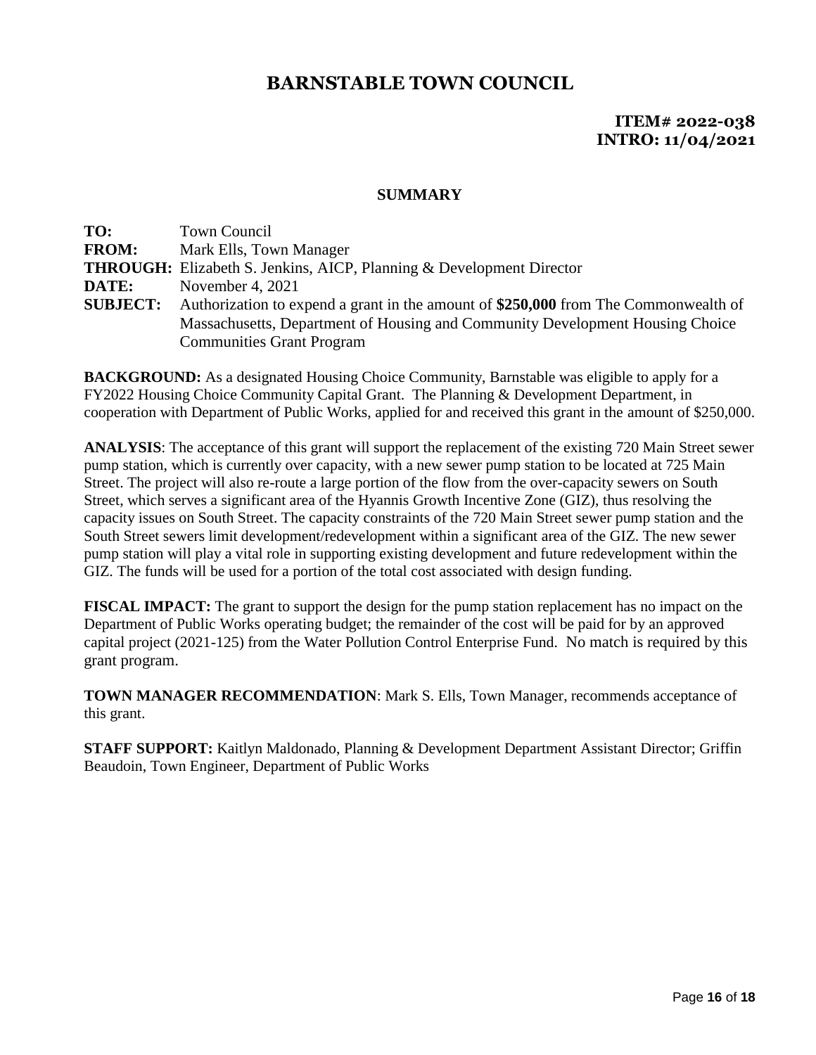# BARNSTABLE TOWN COUNCIL

**ITEM# 2022-038**
**INTRO: 11/04/2021**

## SUMMARY

**TO:** Town Council
**FROM:** Mark Ells, Town Manager
**THROUGH:** Elizabeth S. Jenkins, AICP, Planning & Development Director
**DATE:** November 4, 2021
**SUBJECT:** Authorization to expend a grant in the amount of **$250,000** from The Commonwealth of Massachusetts, Department of Housing and Community Development Housing Choice Communities Grant Program

**BACKGROUND:** As a designated Housing Choice Community, Barnstable was eligible to apply for a FY2022 Housing Choice Community Capital Grant. The Planning & Development Department, in cooperation with Department of Public Works, applied for and received this grant in the amount of $250,000.

**ANALYSIS**: The acceptance of this grant will support the replacement of the existing 720 Main Street sewer pump station, which is currently over capacity, with a new sewer pump station to be located at 725 Main Street. The project will also re-route a large portion of the flow from the over-capacity sewers on South Street, which serves a significant area of the Hyannis Growth Incentive Zone (GIZ), thus resolving the capacity issues on South Street. The capacity constraints of the 720 Main Street sewer pump station and the South Street sewers limit development/redevelopment within a significant area of the GIZ. The new sewer pump station will play a vital role in supporting existing development and future redevelopment within the GIZ. The funds will be used for a portion of the total cost associated with design funding.

**FISCAL IMPACT:** The grant to support the design for the pump station replacement has no impact on the Department of Public Works operating budget; the remainder of the cost will be paid for by an approved capital project (2021-125) from the Water Pollution Control Enterprise Fund. No match is required by this grant program.

**TOWN MANAGER RECOMMENDATION**: Mark S. Ells, Town Manager, recommends acceptance of this grant.

**STAFF SUPPORT:** Kaitlyn Maldonado, Planning & Development Department Assistant Director; Griffin Beaudoin, Town Engineer, Department of Public Works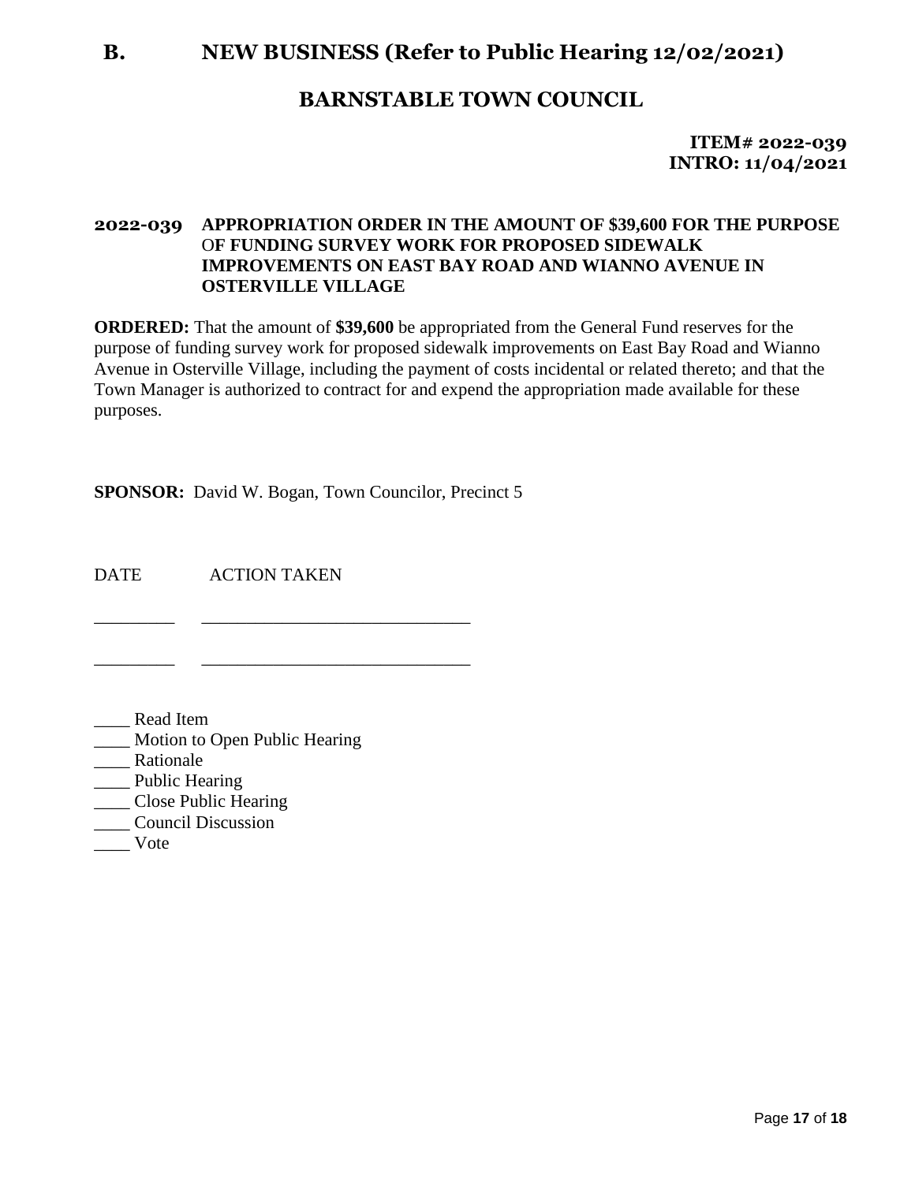# B. NEW BUSINESS (Refer to Public Hearing 12/02/2021)

## BARNSTABLE TOWN COUNCIL

**ITEM# 2022-039**
**INTRO: 11/04/2021**

**2022-039 APPROPRIATION ORDER IN THE AMOUNT OF $39,600 FOR THE PURPOSE OF FUNDING SURVEY WORK FOR PROPOSED SIDEWALK IMPROVEMENTS ON EAST BAY ROAD AND WIANNO AVENUE IN OSTERVILLE VILLAGE**

**ORDERED:** That the amount of **$39,600** be appropriated from the General Fund reserves for the purpose of funding survey work for proposed sidewalk improvements on East Bay Road and Wianno Avenue in Osterville Village, including the payment of costs incidental or related thereto; and that the Town Manager is authorized to contract for and expend the appropriation made available for these purposes.

**SPONSOR:** David W. Bogan, Town Councilor, Precinct 5

DATE ACTION TAKEN

_________ ______________________________

_________ ______________________________

____ Read Item
____ Motion to Open Public Hearing
____ Rationale
____ Public Hearing
____ Close Public Hearing
____ Council Discussion
____ Vote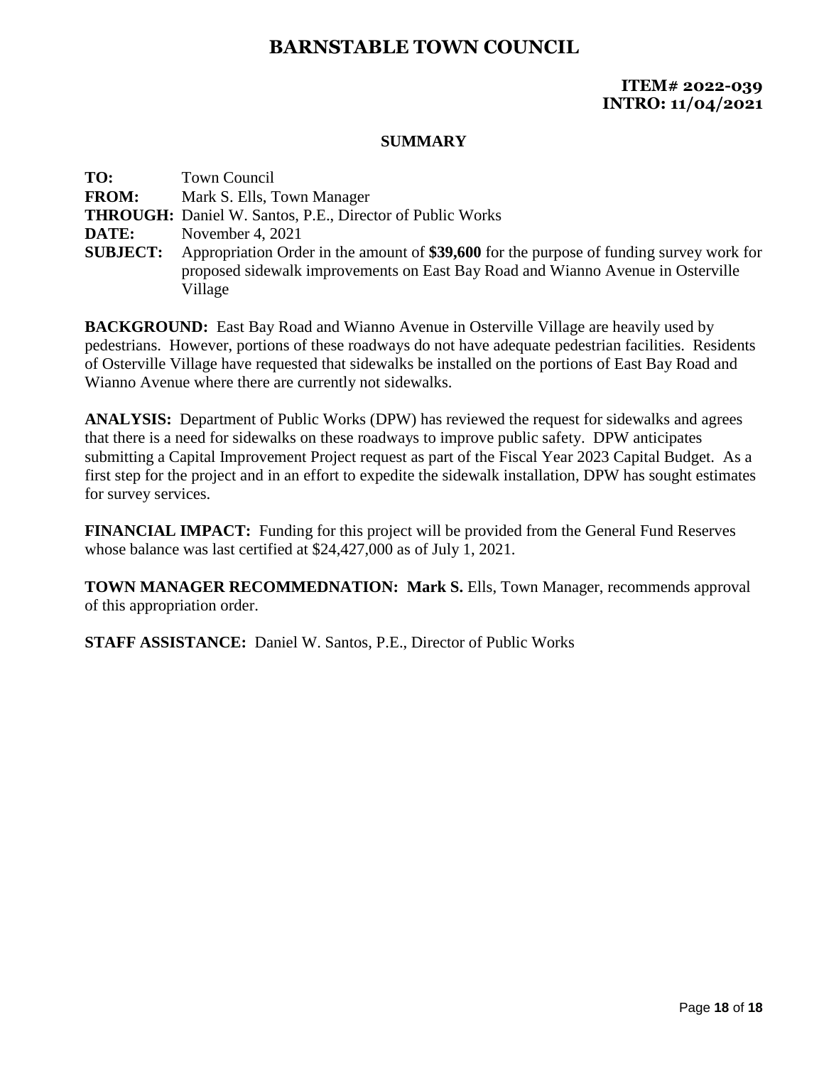# BARNSTABLE TOWN COUNCIL

**ITEM# 2022-039**
**INTRO: 11/04/2021**

## SUMMARY

**TO:** Town Council
**FROM:** Mark S. Ells, Town Manager
**THROUGH:** Daniel W. Santos, P.E., Director of Public Works
**DATE:** November 4, 2021
**SUBJECT:** Appropriation Order in the amount of **$39,600** for the purpose of funding survey work for proposed sidewalk improvements on East Bay Road and Wianno Avenue in Osterville Village

**BACKGROUND:** East Bay Road and Wianno Avenue in Osterville Village are heavily used by pedestrians. However, portions of these roadways do not have adequate pedestrian facilities. Residents of Osterville Village have requested that sidewalks be installed on the portions of East Bay Road and Wianno Avenue where there are currently not sidewalks.

**ANALYSIS:** Department of Public Works (DPW) has reviewed the request for sidewalks and agrees that there is a need for sidewalks on these roadways to improve public safety. DPW anticipates submitting a Capital Improvement Project request as part of the Fiscal Year 2023 Capital Budget. As a first step for the project and in an effort to expedite the sidewalk installation, DPW has sought estimates for survey services.

**FINANCIAL IMPACT:** Funding for this project will be provided from the General Fund Reserves whose balance was last certified at $24,427,000 as of July 1, 2021.

**TOWN MANAGER RECOMMEDNATION: Mark S.** Ells, Town Manager, recommends approval of this appropriation order.

**STAFF ASSISTANCE:** Daniel W. Santos, P.E., Director of Public Works